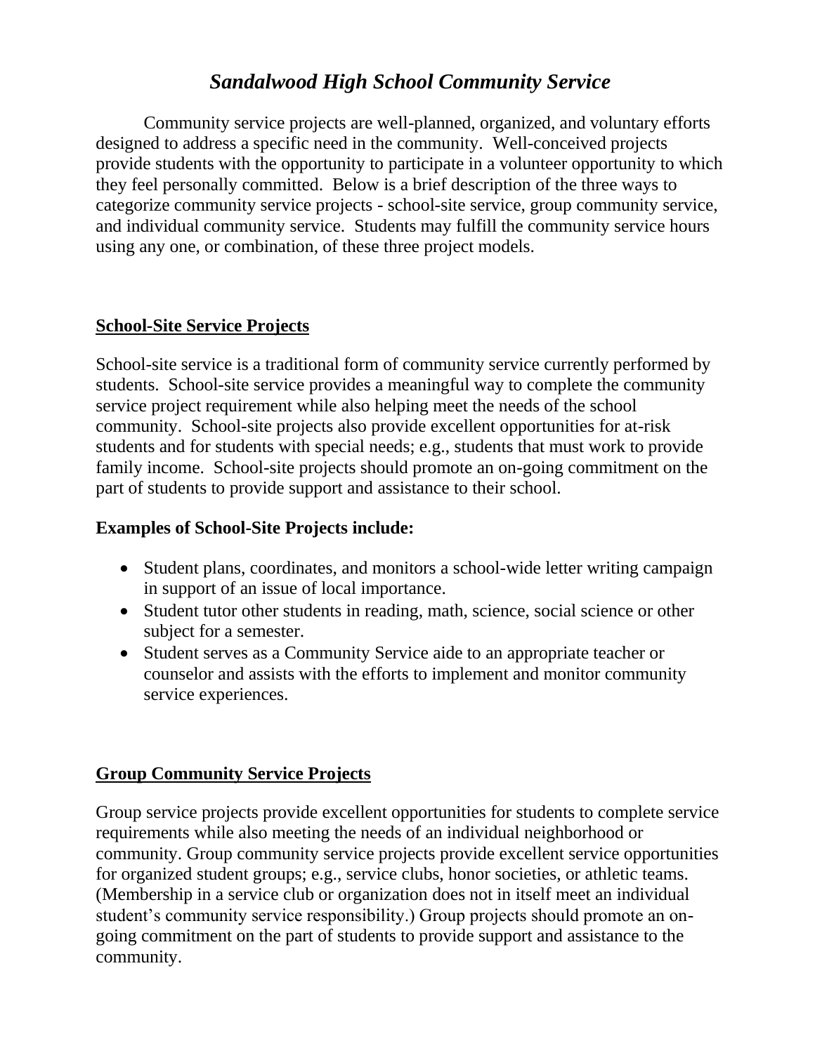# *Sandalwood High School Community Service*

Community service projects are well-planned, organized, and voluntary efforts designed to address a specific need in the community. Well-conceived projects provide students with the opportunity to participate in a volunteer opportunity to which they feel personally committed. Below is a brief description of the three ways to categorize community service projects - school-site service, group community service, and individual community service. Students may fulfill the community service hours using any one, or combination, of these three project models.

## School-Site Service Projects

School-site service is a traditional form of community service currently performed by students. School-site service provides a meaningful way to complete the community service project requirement while also helping meet the needs of the school community. School-site projects also provide excellent opportunities for at-risk students and for students with special needs; e.g., students that must work to provide family income. School-site projects should promote an on-going commitment on the part of students to provide support and assistance to their school.

**Examples of School-Site Projects include:**

- Student plans, coordinates, and monitors a school-wide letter writing campaign in support of an issue of local importance.
- Student tutor other students in reading, math, science, social science or other subject for a semester.
- Student serves as a Community Service aide to an appropriate teacher or counselor and assists with the efforts to implement and monitor community service experiences.

## Group Community Service Projects

Group service projects provide excellent opportunities for students to complete service requirements while also meeting the needs of an individual neighborhood or community. Group community service projects provide excellent service opportunities for organized student groups; e.g., service clubs, honor societies, or athletic teams. (Membership in a service club or organization does not in itself meet an individual student's community service responsibility.) Group projects should promote an on-going commitment on the part of students to provide support and assistance to the community.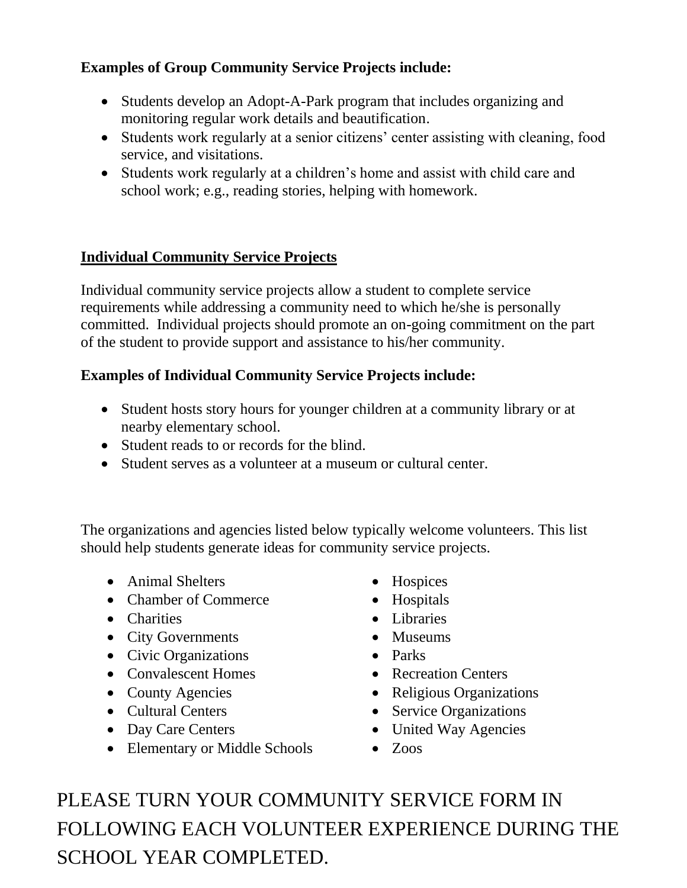**Examples of Group Community Service Projects include:**

- Students develop an Adopt-A-Park program that includes organizing and monitoring regular work details and beautification.
- Students work regularly at a senior citizens' center assisting with cleaning, food service, and visitations.
- Students work regularly at a children's home and assist with child care and school work; e.g., reading stories, helping with homework.

## Individual Community Service Projects

Individual community service projects allow a student to complete service requirements while addressing a community need to which he/she is personally committed. Individual projects should promote an on-going commitment on the part of the student to provide support and assistance to his/her community.

**Examples of Individual Community Service Projects include:**

- Student hosts story hours for younger children at a community library or at nearby elementary school.
- Student reads to or records for the blind.
- Student serves as a volunteer at a museum or cultural center.

The organizations and agencies listed below typically welcome volunteers. This list should help students generate ideas for community service projects.

- Animal Shelters
- Chamber of Commerce
- Charities
- City Governments
- Civic Organizations
- Convalescent Homes
- County Agencies
- Cultural Centers
- Day Care Centers
- Elementary or Middle Schools
- Hospices
- Hospitals
- Libraries
- Museums
- Parks
- Recreation Centers
- Religious Organizations
- Service Organizations
- United Way Agencies
- Zoos

PLEASE TURN YOUR COMMUNITY SERVICE FORM IN FOLLOWING EACH VOLUNTEER EXPERIENCE DURING THE SCHOOL YEAR COMPLETED.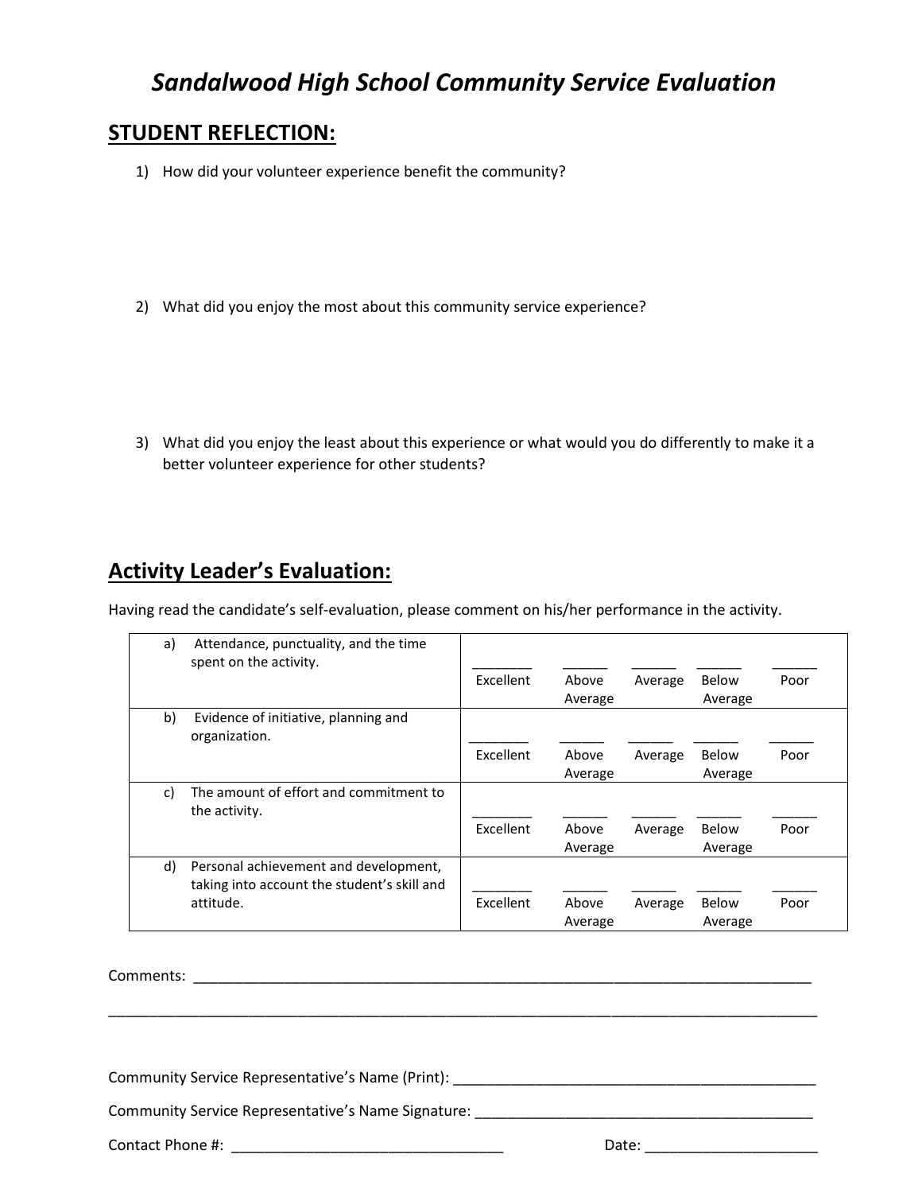# *Sandalwood High School Community Service Evaluation*

## STUDENT REFLECTION:

1) How did your volunteer experience benefit the community?

2) What did you enjoy the most about this community service experience?

3) What did you enjoy the least about this experience or what would you do differently to make it a better volunteer experience for other students?

## Activity Leader's Evaluation:

Having read the candidate's self-evaluation, please comment on his/her performance in the activity.

| Criteria | Excellent | Above Average | Average | Below Average | Poor |
|---|---|---|---|---|---|
| a) Attendance, punctuality, and the time spent on the activity. | ________ | ______ | ______ | ______ | ______ |
| b) Evidence of initiative, planning and organization. | ________ | ______ | ______ | ______ | ______ |
| c) The amount of effort and commitment to the activity. | ________ | ______ | ______ | ______ | ______ |
| d) Personal achievement and development, taking into account the student's skill and attitude. | ________ | ______ | ______ | ______ | ______ |

Comments: ____________________________________________________________________________

_____________________________________________________________________________________

Community Service Representative's Name (Print): ______________________________________________

Community Service Representative's Name Signature: ____________________________________________

Contact Phone #: __________________________________ Date: _____________________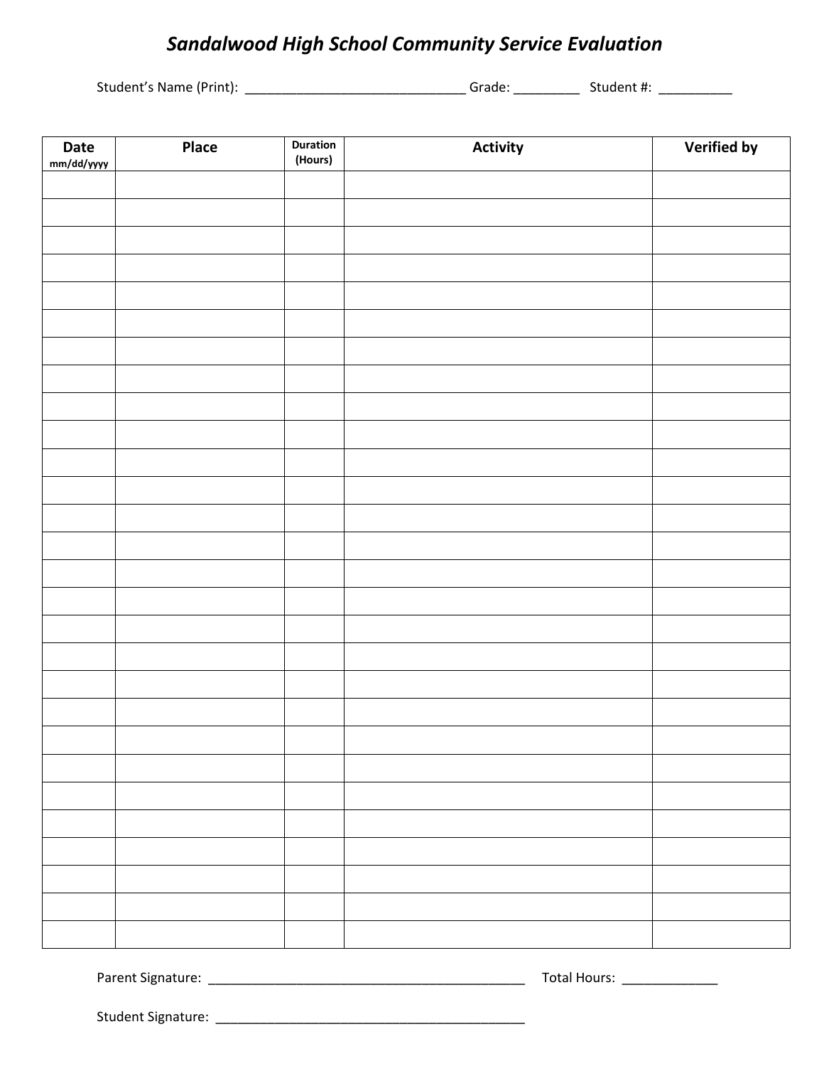# *Sandalwood High School Community Service Evaluation*

Student's Name (Print): ______________________________ Grade: _________ Student #: __________

| Date<br>mm/dd/yyyy | Place | Duration (Hours) | Activity | Verified by |
|---|---|---|---|---|
| | | | | |
| | | | | |
| | | | | |
| | | | | |
| | | | | |
| | | | | |
| | | | | |
| | | | | |
| | | | | |
| | | | | |
| | | | | |
| | | | | |
| | | | | |
| | | | | |
| | | | | |
| | | | | |
| | | | | |
| | | | | |
| | | | | |
| | | | | |
| | | | | |
| | | | | |
| | | | | |
| | | | | |
| | | | | |
| | | | | |
| | | | | |
| | | | | |

Parent Signature: ____________________________________________ Total Hours: _____________

Student Signature: ____________________________________________